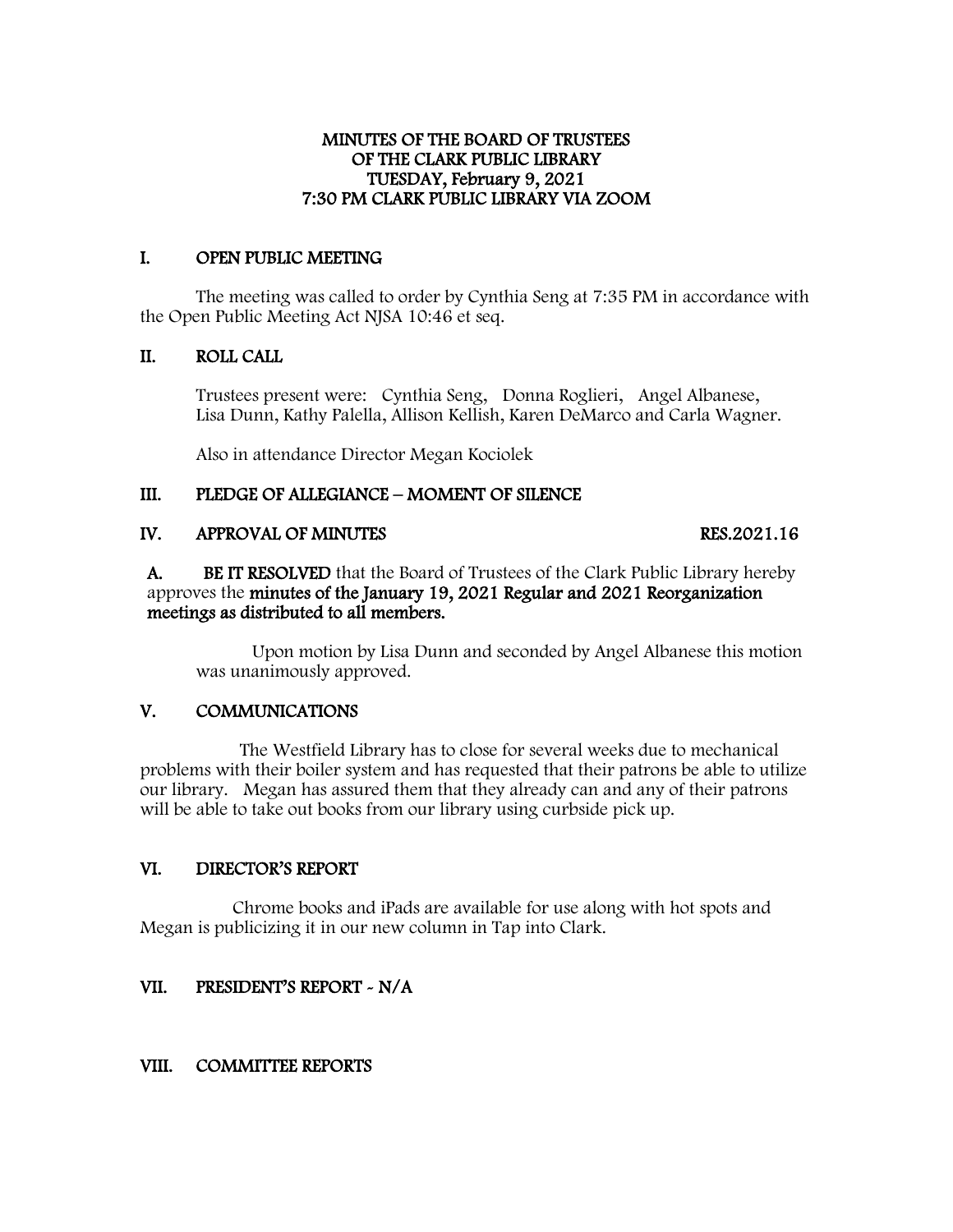# MINUTES OF THE BOARD OF TRUSTEES OF THE CLARK PUBLIC LIBRARY TUESDAY, February 9, 2021 7:30 PM CLARK PUBLIC LIBRARY VIA ZOOM

## I. OPEN PUBLIC MEETING

The meeting was called to order by Cynthia Seng at 7:35 PM in accordance with the Open Public Meeting Act NJSA 10:46 et seq.

## II. ROLL CALL

Trustees present were: Cynthia Seng, Donna Roglieri, Angel Albanese, Lisa Dunn, Kathy Palella, Allison Kellish, Karen DeMarco and Carla Wagner.

Also in attendance Director Megan Kociolek

## III. PLEDGE OF ALLEGIANCE – MOMENT OF SILENCE

## IV. APPROVAL OF MINUTES RES.2021.16

**A. BE IT RESOLVED** that the Board of Trustees of the Clark Public Library hereby approves the **minutes of the January 19, 2021 Regular and 2021 Reorganization meetings as distributed to all members.**

Upon motion by Lisa Dunn and seconded by Angel Albanese this motion was unanimously approved.

## V. COMMUNICATIONS

The Westfield Library has to close for several weeks due to mechanical problems with their boiler system and has requested that their patrons be able to utilize our library. Megan has assured them that they already can and any of their patrons will be able to take out books from our library using curbside pick up.

## VI. DIRECTOR'S REPORT

Chrome books and iPads are available for use along with hot spots and Megan is publicizing it in our new column in Tap into Clark.

## VII. PRESIDENT'S REPORT - N/A

## VIII. COMMITTEE REPORTS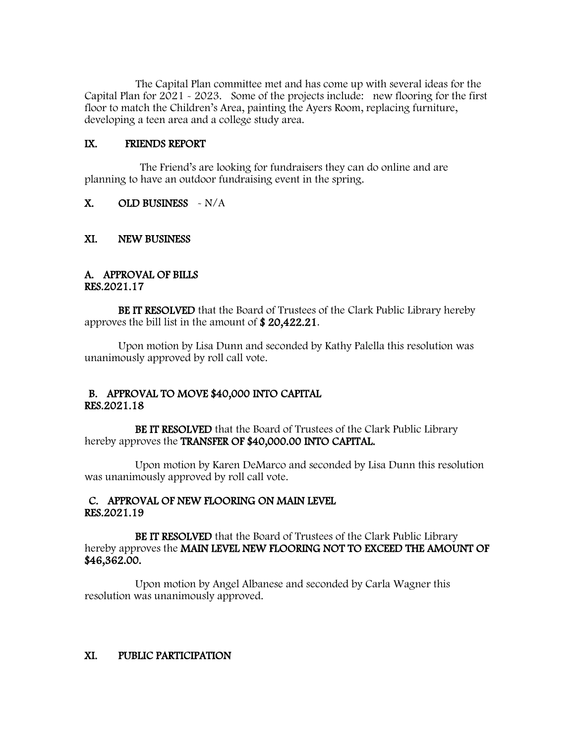The Capital Plan committee met and has come up with several ideas for the Capital Plan for 2021 - 2023. Some of the projects include: new flooring for the first floor to match the Children's Area, painting the Ayers Room, replacing furniture, developing a teen area and a college study area.

## IX. FRIENDS REPORT

The Friend's are looking for fundraisers they can do online and are planning to have an outdoor fundraising event in the spring.

## X. OLD BUSINESS - N/A

## XI. NEW BUSINESS

### A. APPROVAL OF BILLS
**RES.2021.17**

**BE IT RESOLVED** that the Board of Trustees of the Clark Public Library hereby approves the bill list in the amount of **$ 20,422.21**.

Upon motion by Lisa Dunn and seconded by Kathy Palella this resolution was unanimously approved by roll call vote.

### B. APPROVAL TO MOVE $40,000 INTO CAPITAL
**RES.2021.18**

**BE IT RESOLVED** that the Board of Trustees of the Clark Public Library hereby approves the **TRANSFER OF $40,000.00 INTO CAPITAL.**

Upon motion by Karen DeMarco and seconded by Lisa Dunn this resolution was unanimously approved by roll call vote.

### C. APPROVAL OF NEW FLOORING ON MAIN LEVEL
**RES.2021.19**

**BE IT RESOLVED** that the Board of Trustees of the Clark Public Library hereby approves the **MAIN LEVEL NEW FLOORING NOT TO EXCEED THE AMOUNT OF $46,362.00.**

Upon motion by Angel Albanese and seconded by Carla Wagner this resolution was unanimously approved.

## XI. PUBLIC PARTICIPATION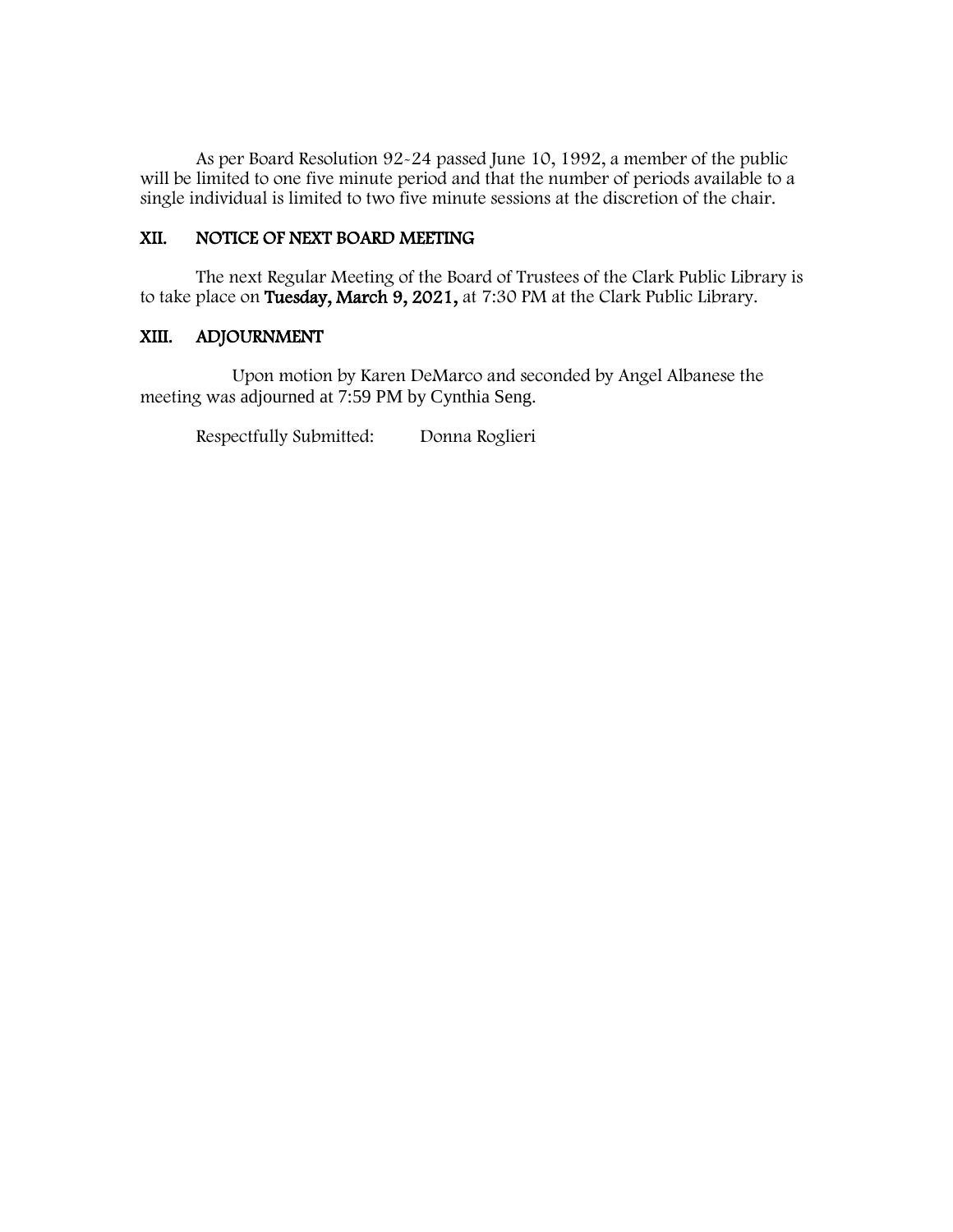As per Board Resolution 92-24 passed June 10, 1992, a member of the public will be limited to one five minute period and that the number of periods available to a single individual is limited to two five minute sessions at the discretion of the chair.

## XII. NOTICE OF NEXT BOARD MEETING

The next Regular Meeting of the Board of Trustees of the Clark Public Library is to take place on **Tuesday, March 9, 2021,** at 7:30 PM at the Clark Public Library.

## XIII. ADJOURNMENT

Upon motion by Karen DeMarco and seconded by Angel Albanese the meeting was adjourned at 7:59 PM by Cynthia Seng.

Respectfully Submitted: Donna Roglieri